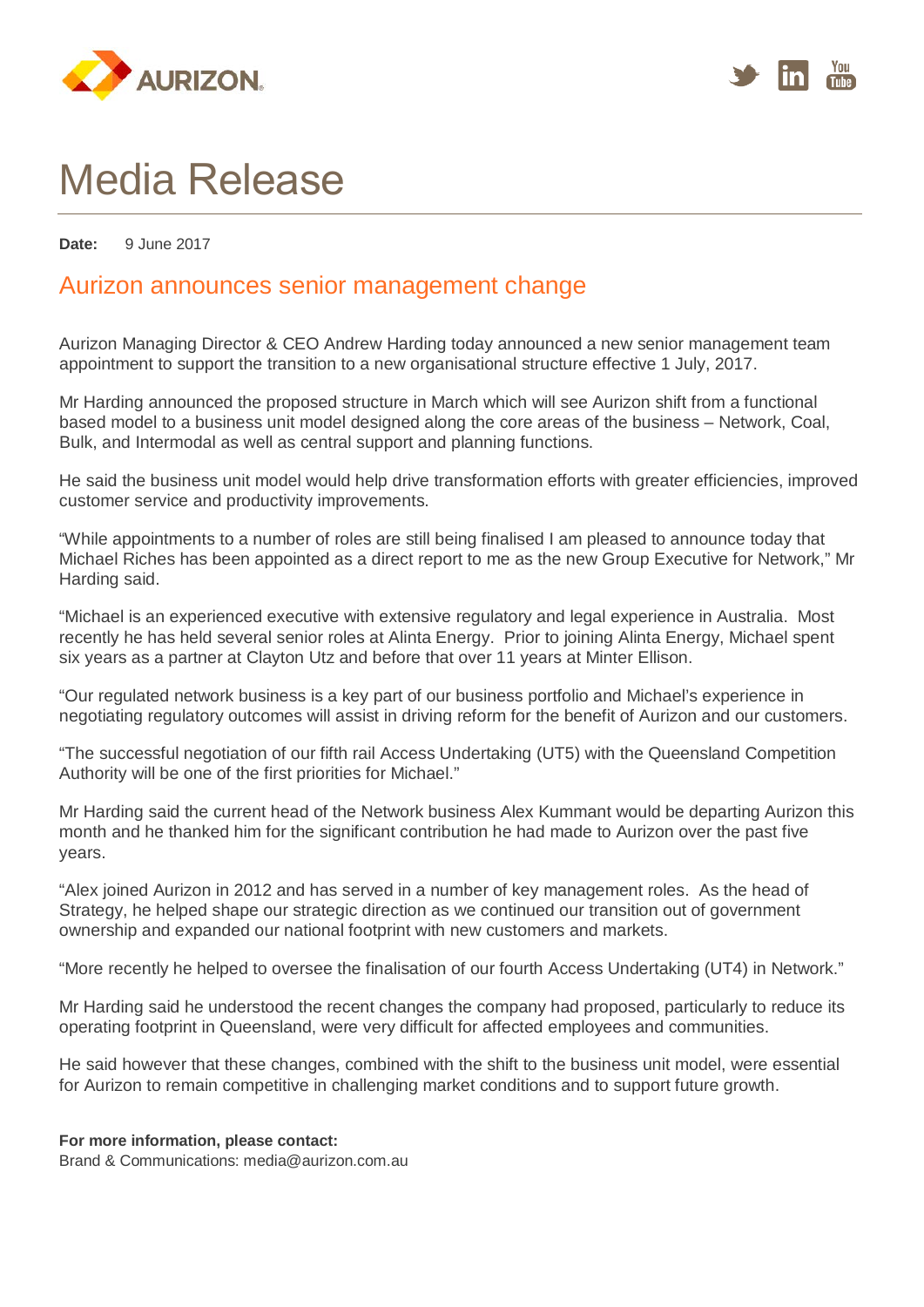# Media Release

**Date:** 9 June 2017

## Aurizon announces senior management change

Aurizon Managing Director & CEO Andrew Harding today announced a new senior management team appointment to support the transition to a new organisational structure effective 1 July, 2017.

Mr Harding announced the proposed structure in March which will see Aurizon shift from a functional based model to a business unit model designed along the core areas of the business – Network, Coal, Bulk, and Intermodal as well as central support and planning functions.

He said the business unit model would help drive transformation efforts with greater efficiencies, improved customer service and productivity improvements.

"While appointments to a number of roles are still being finalised I am pleased to announce today that Michael Riches has been appointed as a direct report to me as the new Group Executive for Network," Mr Harding said.

"Michael is an experienced executive with extensive regulatory and legal experience in Australia. Most recently he has held several senior roles at Alinta Energy. Prior to joining Alinta Energy, Michael spent six years as a partner at Clayton Utz and before that over 11 years at Minter Ellison.

"Our regulated network business is a key part of our business portfolio and Michael's experience in negotiating regulatory outcomes will assist in driving reform for the benefit of Aurizon and our customers.

"The successful negotiation of our fifth rail Access Undertaking (UT5) with the Queensland Competition Authority will be one of the first priorities for Michael."

Mr Harding said the current head of the Network business Alex Kummant would be departing Aurizon this month and he thanked him for the significant contribution he had made to Aurizon over the past five years.

"Alex joined Aurizon in 2012 and has served in a number of key management roles. As the head of Strategy, he helped shape our strategic direction as we continued our transition out of government ownership and expanded our national footprint with new customers and markets.

"More recently he helped to oversee the finalisation of our fourth Access Undertaking (UT4) in Network."

Mr Harding said he understood the recent changes the company had proposed, particularly to reduce its operating footprint in Queensland, were very difficult for affected employees and communities.

He said however that these changes, combined with the shift to the business unit model, were essential for Aurizon to remain competitive in challenging market conditions and to support future growth.

**For more information, please contact:**
Brand & Communications: media@aurizon.com.au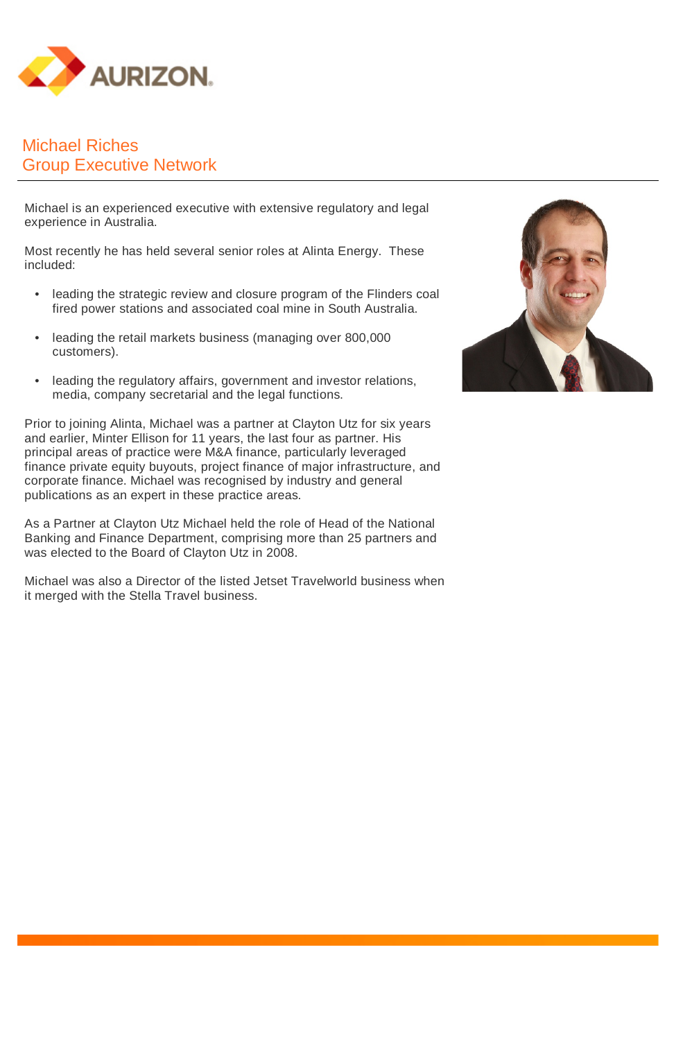# Michael Riches
## Group Executive Network

Michael is an experienced executive with extensive regulatory and legal experience in Australia.

Most recently he has held several senior roles at Alinta Energy. These included:

- leading the strategic review and closure program of the Flinders coal fired power stations and associated coal mine in South Australia.
- leading the retail markets business (managing over 800,000 customers).
- leading the regulatory affairs, government and investor relations, media, company secretarial and the legal functions.

Prior to joining Alinta, Michael was a partner at Clayton Utz for six years and earlier, Minter Ellison for 11 years, the last four as partner. His principal areas of practice were M&A finance, particularly leveraged finance private equity buyouts, project finance of major infrastructure, and corporate finance. Michael was recognised by industry and general publications as an expert in these practice areas.

As a Partner at Clayton Utz Michael held the role of Head of the National Banking and Finance Department, comprising more than 25 partners and was elected to the Board of Clayton Utz in 2008.

Michael was also a Director of the listed Jetset Travelworld business when it merged with the Stella Travel business.